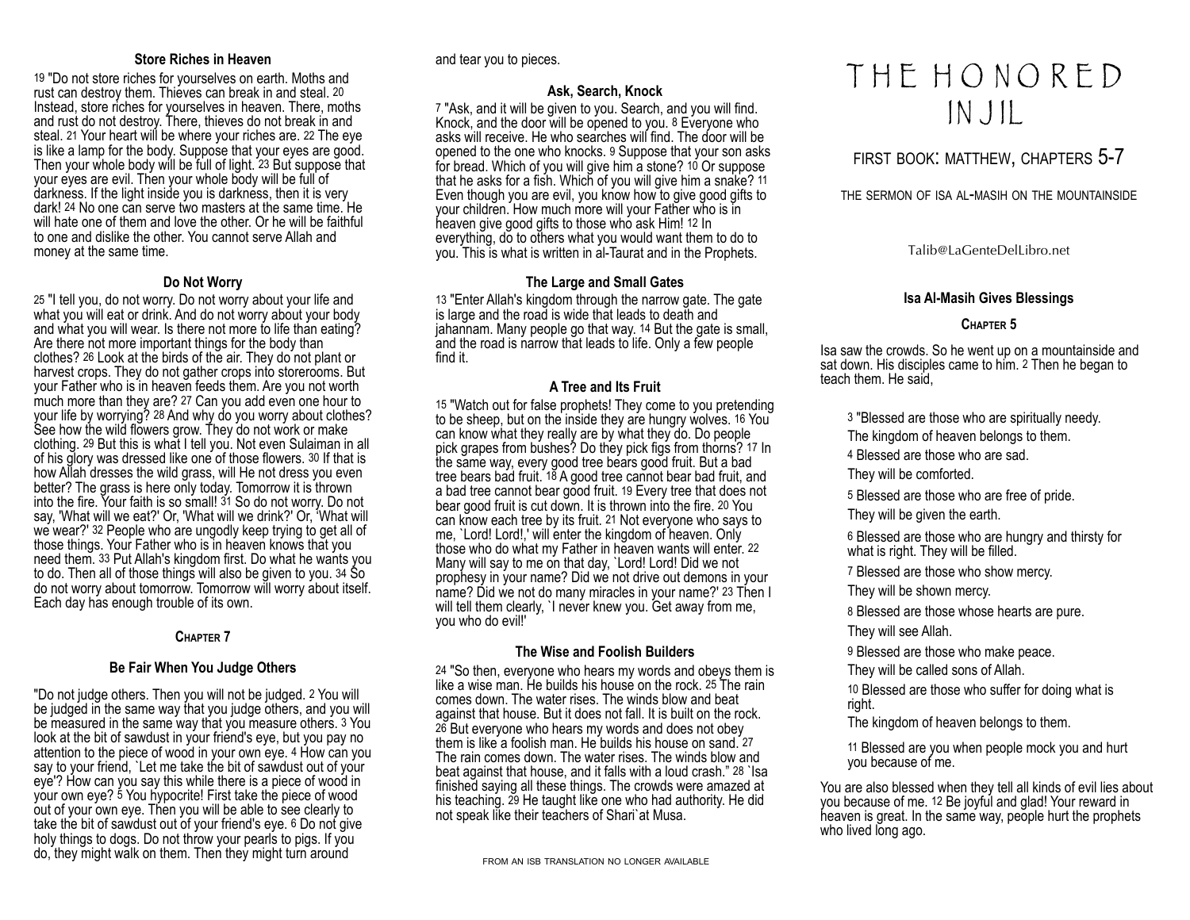# THE HONORED INJIL

## FIRST BOOK: MATTHEW, CHAPTERS 5-7

THE SERMON OF ISA AL-MASIH ON THE MOUNTAINSIDE

Talib@LaGenteDelLibro.net

### Isa Al-Masih Gives Blessings

#### Chapter 5

Isa saw the crowds. So he went up on a mountainside and sat down. His disciples came to him. 2 Then he began to teach them. He said,

> 3 "Blessed are those who are spiritually needy.
> The kingdom of heaven belongs to them.
>
> 4 Blessed are those who are sad.
> They will be comforted.
>
> 5 Blessed are those who are free of pride.
> They will be given the earth.
>
> 6 Blessed are those who are hungry and thirsty for what is right. They will be filled.
>
> 7 Blessed are those who show mercy.
> They will be shown mercy.
>
> 8 Blessed are those whose hearts are pure.
> They will see Allah.
>
> 9 Blessed are those who make peace.
> They will be called sons of Allah.
>
> 10 Blessed are those who suffer for doing what is right.
> The kingdom of heaven belongs to them.
>
> 11 Blessed are you when people mock you and hurt you because of me.

You are also blessed when they tell all kinds of evil lies about you because of me. 12 Be joyful and glad! Your reward in heaven is great. In the same way, people hurt the prophets who lived long ago.

### Store Riches in Heaven

19 "Do not store riches for yourselves on earth. Moths and rust can destroy them. Thieves can break in and steal. 20 Instead, store riches for yourselves in heaven. There, moths and rust do not destroy. There, thieves do not break in and steal. 21 Your heart will be where your riches are. 22 The eye is like a lamp for the body. Suppose that your eyes are good. Then your whole body will be full of light. 23 But suppose that your eyes are evil. Then your whole body will be full of darkness. If the light inside you is darkness, then it is very dark! 24 No one can serve two masters at the same time. He will hate one of them and love the other. Or he will be faithful to one and dislike the other. You cannot serve Allah and money at the same time.

### Do Not Worry

25 "I tell you, do not worry. Do not worry about your life and what you will eat or drink. And do not worry about your body and what you will wear. Is there not more to life than eating? Are there not more important things for the body than clothes? 26 Look at the birds of the air. They do not plant or harvest crops. They do not gather crops into storerooms. But your Father who is in heaven feeds them. Are you not worth much more than they are? 27 Can you add even one hour to your life by worrying? 28 And why do you worry about clothes? See how the wild flowers grow. They do not work or make clothing. 29 But this is what I tell you. Not even Sulaiman in all of his glory was dressed like one of those flowers. 30 If that is how Allah dresses the wild grass, will He not dress you even better? The grass is here only today. Tomorrow it is thrown into the fire. Your faith is so small! 31 So do not worry. Do not say, 'What will we eat?' Or, 'What will we drink?' Or, 'What will we wear?' 32 People who are ungodly keep trying to get all of those things. Your Father who is in heaven knows that you need them. 33 Put Allah's kingdom first. Do what he wants you to do. Then all of those things will also be given to you. 34 So do not worry about tomorrow. Tomorrow will worry about itself. Each day has enough trouble of its own.

#### Chapter 7

### Be Fair When You Judge Others

"Do not judge others. Then you will not be judged. 2 You will be judged in the same way that you judge others, and you will be measured in the same way that you measure others. 3 You look at the bit of sawdust in your friend's eye, but you pay no attention to the piece of wood in your own eye. 4 How can you say to your friend, `Let me take the bit of sawdust out of your eye'? How can you say this while there is a piece of wood in your own eye? 5 You hypocrite! First take the piece of wood out of your own eye. Then you will be able to see clearly to take the bit of sawdust out of your friend's eye. 6 Do not give holy things to dogs. Do not throw your pearls to pigs. If you do, they might walk on them. Then they might turn around and tear you to pieces.

### Ask, Search, Knock

7 "Ask, and it will be given to you. Search, and you will find. Knock, and the door will be opened to you. 8 Everyone who asks will receive. He who searches will find. The door will be opened to the one who knocks. 9 Suppose that your son asks for bread. Which of you will give him a stone? 10 Or suppose that he asks for a fish. Which of you will give him a snake? 11 Even though you are evil, you know how to give good gifts to your children. How much more will your Father who is in heaven give good gifts to those who ask Him! 12 In everything, do to others what you would want them to do to you. This is what is written in al-Taurat and in the Prophets.

### The Large and Small Gates

13 "Enter Allah's kingdom through the narrow gate. The gate is large and the road is wide that leads to death and jahannam. Many people go that way. 14 But the gate is small, and the road is narrow that leads to life. Only a few people find it.

### A Tree and Its Fruit

15 "Watch out for false prophets! They come to you pretending to be sheep, but on the inside they are hungry wolves. 16 You can know what they really are by what they do. Do people pick grapes from bushes? Do they pick figs from thorns? 17 In the same way, every good tree bears good fruit. But a bad tree bears bad fruit. 18 A good tree cannot bear bad fruit, and a bad tree cannot bear good fruit. 19 Every tree that does not bear good fruit is cut down. It is thrown into the fire. 20 You can know each tree by its fruit. 21 Not everyone who says to me, `Lord! Lord!,' will enter the kingdom of heaven. Only those who do what my Father in heaven wants will enter. 22 Many will say to me on that day, `Lord! Lord! Did we not prophesy in your name? Did we not drive out demons in your name? Did we not do many miracles in your name?' 23 Then I will tell them clearly, `I never knew you. Get away from me, you who do evil!'

### The Wise and Foolish Builders

24 "So then, everyone who hears my words and obeys them is like a wise man. He builds his house on the rock. 25 The rain comes down. The water rises. The winds blow and beat against that house. But it does not fall. It is built on the rock. 26 But everyone who hears my words and does not obey them is like a foolish man. He builds his house on sand. 27 The rain comes down. The water rises. The winds blow and beat against that house, and it falls with a loud crash." 28 `Isa finished saying all these things. The crowds were amazed at his teaching. 29 He taught like one who had authority. He did not speak like their teachers of Shari`at Musa.

FROM AN ISB TRANSLATION NO LONGER AVAILABLE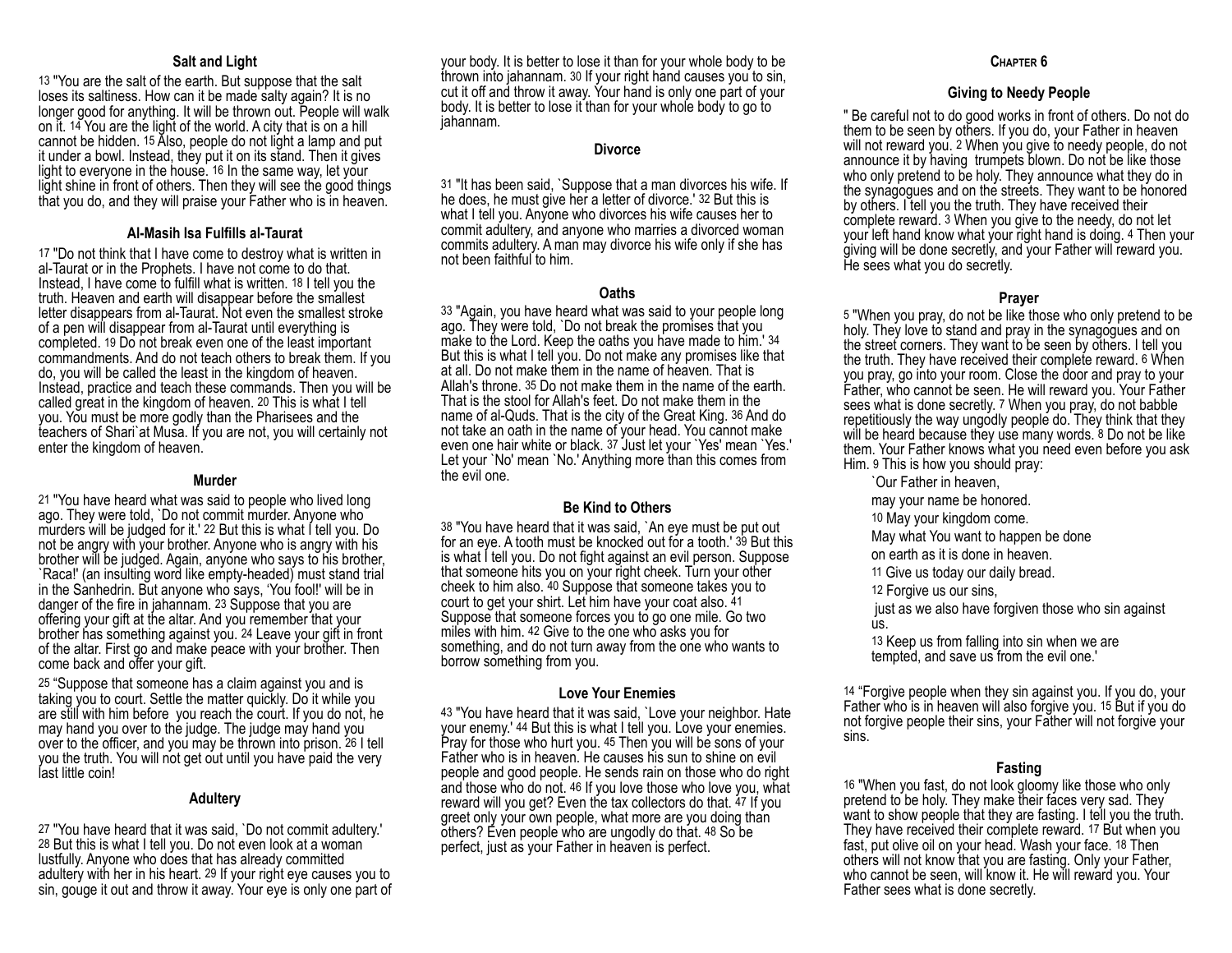### Salt and Light

13 "You are the salt of the earth. But suppose that the salt loses its saltiness. How can it be made salty again? It is no longer good for anything. It will be thrown out. People will walk on it. 14 You are the light of the world. A city that is on a hill cannot be hidden. 15 Also, people do not light a lamp and put it under a bowl. Instead, they put it on its stand. Then it gives light to everyone in the house. 16 In the same way, let your light shine in front of others. Then they will see the good things that you do, and they will praise your Father who is in heaven.

### Al-Masih Isa Fulfills al-Taurat

17 "Do not think that I have come to destroy what is written in al-Taurat or in the Prophets. I have not come to do that. Instead, I have come to fulfill what is written. 18 I tell you the truth. Heaven and earth will disappear before the smallest letter disappears from al-Taurat. Not even the smallest stroke of a pen will disappear from al-Taurat until everything is completed. 19 Do not break even one of the least important commandments. And do not teach others to break them. If you do, you will be called the least in the kingdom of heaven. Instead, practice and teach these commands. Then you will be called great in the kingdom of heaven. 20 This is what I tell you. You must be more godly than the Pharisees and the teachers of Shari`at Musa. If you are not, you will certainly not enter the kingdom of heaven.

### Murder

21 "You have heard what was said to people who lived long ago. They were told, `Do not commit murder. Anyone who murders will be judged for it.' 22 But this is what I tell you. Do not be angry with your brother. Anyone who is angry with his brother will be judged. Again, anyone who says to his brother, `Raca!' (an insulting word like empty-headed) must stand trial in the Sanhedrin. But anyone who says, 'You fool!' will be in danger of the fire in jahannam. 23 Suppose that you are offering your gift at the altar. And you remember that your brother has something against you. 24 Leave your gift in front of the altar. First go and make peace with your brother. Then come back and offer your gift.

25 "Suppose that someone has a claim against you and is taking you to court. Settle the matter quickly. Do it while you are still with him before you reach the court. If you do not, he may hand you over to the judge. The judge may hand you over to the officer, and you may be thrown into prison. 26 I tell you the truth. You will not get out until you have paid the very last little coin!

### Adultery

27 "You have heard that it was said, `Do not commit adultery.' 28 But this is what I tell you. Do not even look at a woman lustfully. Anyone who does that has already committed adultery with her in his heart. 29 If your right eye causes you to sin, gouge it out and throw it away. Your eye is only one part of your body. It is better to lose it than for your whole body to be thrown into jahannam. 30 If your right hand causes you to sin, cut it off and throw it away. Your hand is only one part of your body. It is better to lose it than for your whole body to go to jahannam.

### Divorce

31 "It has been said, `Suppose that a man divorces his wife. If he does, he must give her a letter of divorce.' 32 But this is what I tell you. Anyone who divorces his wife causes her to commit adultery, and anyone who marries a divorced woman commits adultery. A man may divorce his wife only if she has not been faithful to him.

### Oaths

33 "Again, you have heard what was said to your people long ago. They were told, `Do not break the promises that you make to the Lord. Keep the oaths you have made to him.' 34 But this is what I tell you. Do not make any promises like that at all. Do not make them in the name of heaven. That is Allah's throne. 35 Do not make them in the name of the earth. That is the stool for Allah's feet. Do not make them in the name of al-Quds. That is the city of the Great King. 36 And do not take an oath in the name of your head. You cannot make even one hair white or black. 37 Just let your `Yes' mean `Yes.' Let your `No' mean `No.' Anything more than this comes from the evil one.

### Be Kind to Others

38 "You have heard that it was said, `An eye must be put out for an eye. A tooth must be knocked out for a tooth.' 39 But this is what I tell you. Do not fight against an evil person. Suppose that someone hits you on your right cheek. Turn your other cheek to him also. 40 Suppose that someone takes you to court to get your shirt. Let him have your coat also. 41 Suppose that someone forces you to go one mile. Go two miles with him. 42 Give to the one who asks you for something, and do not turn away from the one who wants to borrow something from you.

### Love Your Enemies

43 "You have heard that it was said, `Love your neighbor. Hate your enemy.' 44 But this is what I tell you. Love your enemies. Pray for those who hurt you. 45 Then you will be sons of your Father who is in heaven. He causes his sun to shine on evil people and good people. He sends rain on those who do right and those who do not. 46 If you love those who love you, what reward will you get? Even the tax collectors do that. 47 If you greet only your own people, what more are you doing than others? Even people who are ungodly do that. 48 So be perfect, just as your Father in heaven is perfect.

## Chapter 6

### Giving to Needy People

" Be careful not to do good works in front of others. Do not do them to be seen by others. If you do, your Father in heaven will not reward you. 2 When you give to needy people, do not announce it by having trumpets blown. Do not be like those who only pretend to be holy. They announce what they do in the synagogues and on the streets. They want to be honored by others. I tell you the truth. They have received their complete reward. 3 When you give to the needy, do not let your left hand know what your right hand is doing. 4 Then your giving will be done secretly, and your Father will reward you. He sees what you do secretly.

### Prayer

5 "When you pray, do not be like those who only pretend to be holy. They love to stand and pray in the synagogues and on the street corners. They want to be seen by others. I tell you the truth. They have received their complete reward. 6 When you pray, go into your room. Close the door and pray to your Father, who cannot be seen. He will reward you. Your Father sees what is done secretly. 7 When you pray, do not babble repetitiously the way ungodly people do. They think that they will be heard because they use many words. 8 Do not be like them. Your Father knows what you need even before you ask Him. 9 This is how you should pray:

`Our Father in heaven,
may your name be honored.
10 May your kingdom come.
May what You want to happen be done
on earth as it is done in heaven.
11 Give us today our daily bread.
12 Forgive us our sins,
just as we also have forgiven those who sin against us.
13 Keep us from falling into sin when we are tempted, and save us from the evil one.'

14 "Forgive people when they sin against you. If you do, your Father who is in heaven will also forgive you. 15 But if you do not forgive people their sins, your Father will not forgive your sins.

### Fasting

16 "When you fast, do not look gloomy like those who only pretend to be holy. They make their faces very sad. They want to show people that they are fasting. I tell you the truth. They have received their complete reward. 17 But when you fast, put olive oil on your head. Wash your face. 18 Then others will not know that you are fasting. Only your Father, who cannot be seen, will know it. He will reward you. Your Father sees what is done secretly.